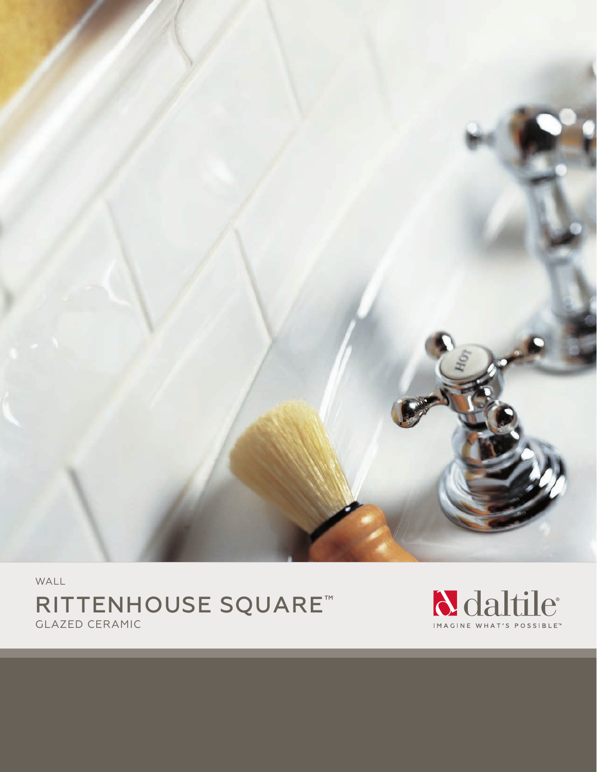WALL

# RITTENHOUSE SQUARE™

GLAZED CERAMIC

daltile®

IMAGINE WHAT'S POSSIBLE™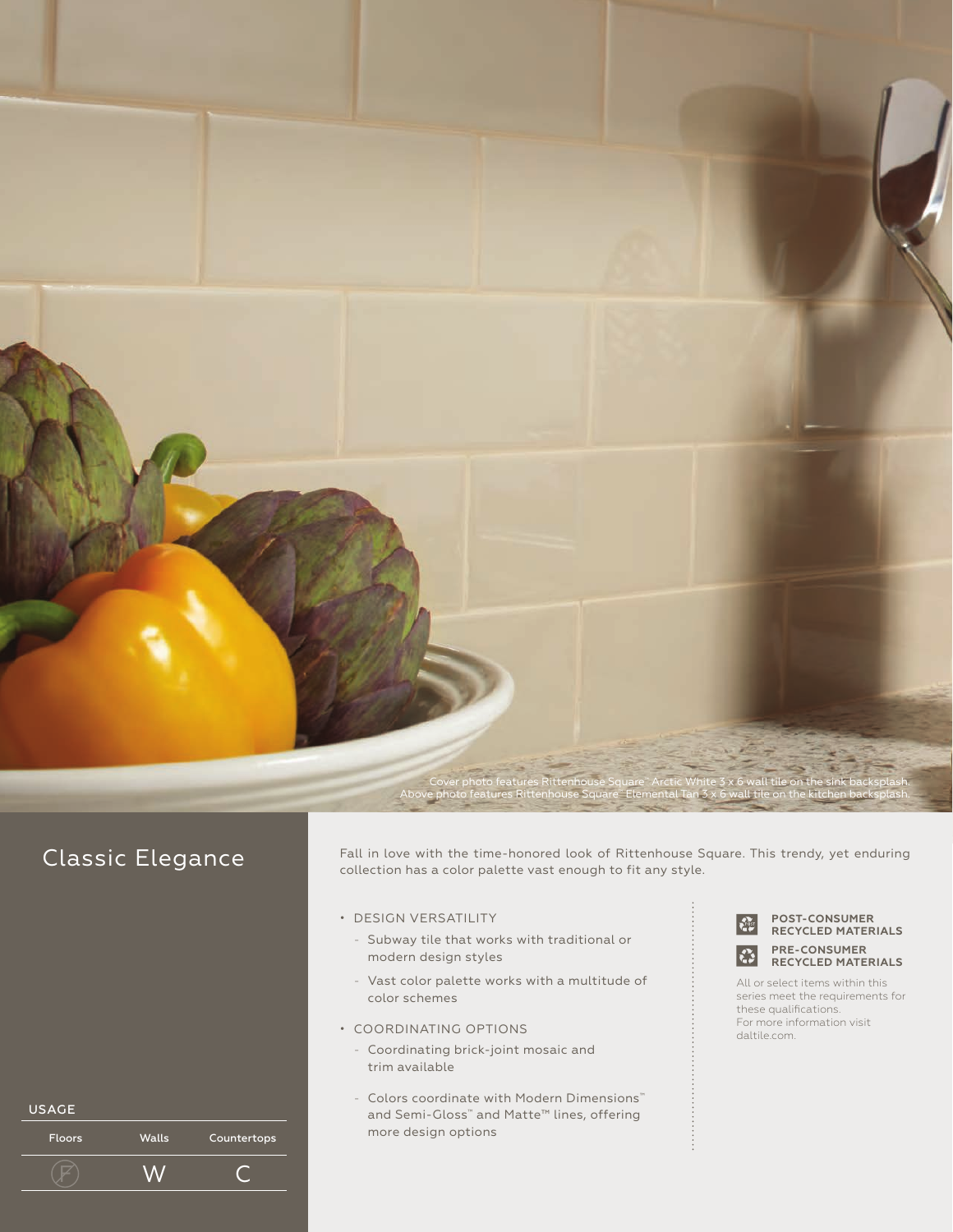Cover photo features Rittenhouse Square™ Arctic White 3 x 6 wall tile on the sink backsplash.
Above photo features Rittenhouse Square™ Elemental Tan 3 x 6 wall tile on the kitchen backsplash.

## Classic Elegance

Fall in love with the time-honored look of Rittenhouse Square. This trendy, yet enduring collection has a color palette vast enough to fit any style.

- DESIGN VERSATILITY
  - Subway tile that works with traditional or modern design styles
  - Vast color palette works with a multitude of color schemes
- COORDINATING OPTIONS
  - Coordinating brick-joint mosaic and trim available
  - Colors coordinate with Modern Dimensions™ and Semi-Gloss™ and Matte™ lines, offering more design options

**POST-CONSUMER RECYCLED MATERIALS**

**PRE-CONSUMER RECYCLED MATERIALS**

All or select items within this series meet the requirements for these qualifications. For more information visit daltile.com.

USAGE

| Floors | Walls | Countertops |
| --- | --- | --- |
| F (not recommended) | W | C |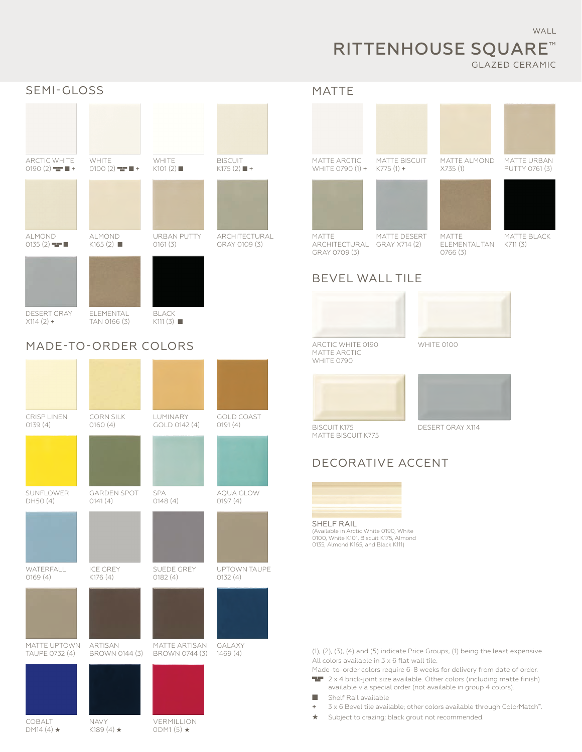WALL

# RITTENHOUSE SQUARE™

GLAZED CERAMIC

## SEMI-GLOSS

- ARCTIC WHITE 0190 (2) ▬ ■ +
- WHITE 0100 (2) ▬ ■ +
- WHITE K101 (2) ■
- BISCUIT K175 (2) ■ +
- ALMOND 0135 (2) ▬ ■
- ALMOND K165 (2) ■
- URBAN PUTTY 0161 (3)
- ARCHITECTURAL GRAY 0109 (3)
- DESERT GRAY X114 (2) +
- ELEMENTAL TAN 0166 (3)
- BLACK K111 (3) ■

## MADE-TO-ORDER COLORS

- CRISP LINEN 0139 (4)
- CORN SILK 0160 (4)
- LUMINARY GOLD 0142 (4)
- GOLD COAST 0191 (4)
- SUNFLOWER DH50 (4)
- GARDEN SPOT 0141 (4)
- SPA 0148 (4)
- AQUA GLOW 0197 (4)
- WATERFALL 0169 (4)
- ICE GREY K176 (4)
- SUEDE GREY 0182 (4)
- UPTOWN TAUPE 0132 (4)
- MATTE UPTOWN TAUPE 0732 (4)
- ARTISAN BROWN 0144 (3)
- MATTE ARTISAN BROWN 0744 (3)
- GALAXY 1469 (4)
- COBALT DM14 (4) ★
- NAVY K189 (4) ★
- VERMILLION 0DM1 (5) ★

## MATTE

- MATTE ARCTIC WHITE 0790 (1) +
- MATTE BISCUIT K775 (1) +
- MATTE ALMOND X735 (1)
- MATTE URBAN PUTTY 0761 (3)
- MATTE ARCHITECTURAL GRAY 0709 (3)
- MATTE DESERT GRAY X714 (2)
- MATTE ELEMENTAL TAN 0766 (3)
- MATTE BLACK K711 (3)

## BEVEL WALL TILE

- ARCTIC WHITE 0190 MATTE ARCTIC WHITE 0790
- WHITE 0100
- BISCUIT K175 MATTE BISCUIT K775
- DESERT GRAY X114

## DECORATIVE ACCENT

SHELF RAIL
(Available in Arctic White 0190, White 0100, White K101, Biscuit K175, Almond 0135, Almond K165, and Black K111)

(1), (2), (3), (4) and (5) indicate Price Groups, (1) being the least expensive.
All colors available in 3 x 6 flat wall tile.
Made-to-order colors require 6-8 weeks for delivery from date of order.

- ▬ 2 x 4 brick-joint size available. Other colors (including matte finish) available via special order (not available in group 4 colors).
- ■ Shelf Rail available
- + 3 x 6 Bevel tile available; other colors available through ColorMatch™.
- ★ Subject to crazing; black grout not recommended.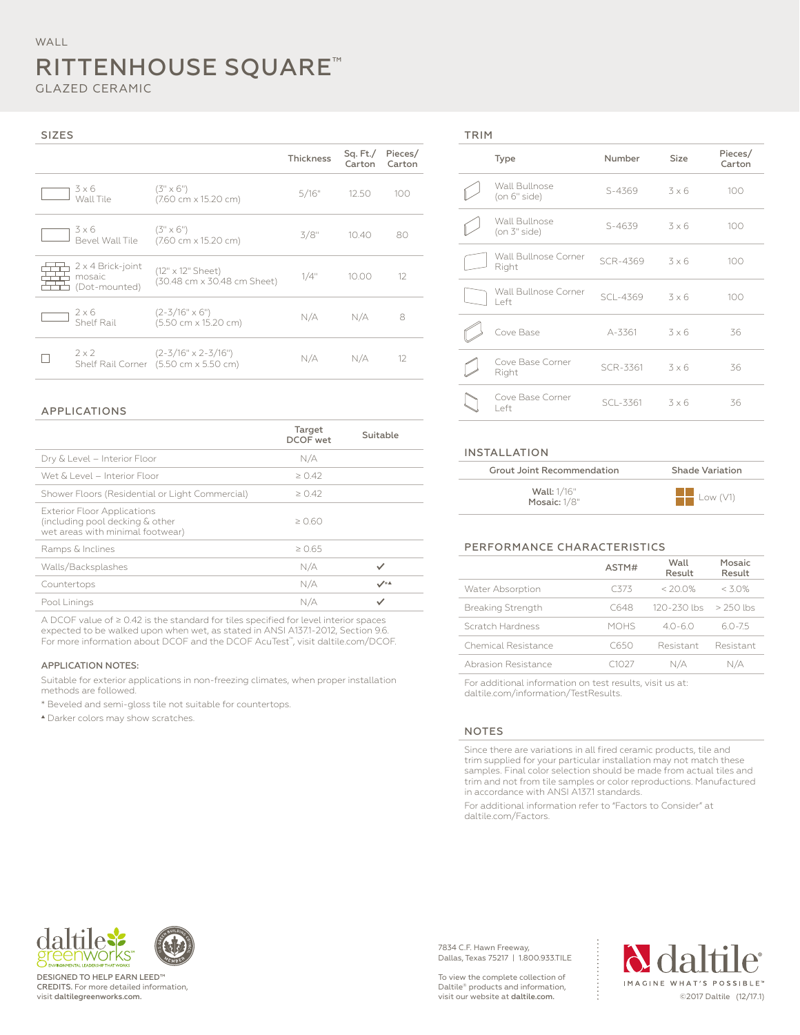WALL

# RITTENHOUSE SQUARE™

GLAZED CERAMIC

## SIZES

| | | Thickness | Sq. Ft./ Carton | Pieces/ Carton |
|---|---|---|---|---|
| 3 x 6 Wall Tile | (3" x 6") (7.60 cm x 15.20 cm) | 5/16" | 12.50 | 100 |
| 3 x 6 Bevel Wall Tile | (3" x 6") (7.60 cm x 15.20 cm) | 3/8" | 10.40 | 80 |
| 2 x 4 Brick-joint mosaic (Dot-mounted) | (12" x 12" Sheet) (30.48 cm x 30.48 cm Sheet) | 1/4" | 10.00 | 12 |
| 2 x 6 Shelf Rail | (2-3/16" x 6") (5.50 cm x 15.20 cm) | N/A | N/A | 8 |
| 2 x 2 Shelf Rail Corner | (2-3/16" x 2-3/16") (5.50 cm x 5.50 cm) | N/A | N/A | 12 |

## APPLICATIONS

| | Target DCOF wet | Suitable |
|---|---|---|
| Dry & Level – Interior Floor | N/A | |
| Wet & Level – Interior Floor | ≥ 0.42 | |
| Shower Floors (Residential or Light Commercial) | ≥ 0.42 | |
| Exterior Floor Applications (including pool decking & other wet areas with minimal footwear) | ≥ 0.60 | |
| Ramps & Inclines | ≥ 0.65 | |
| Walls/Backsplashes | N/A | ✓ |
| Countertops | N/A | ✓*▲ |
| Pool Linings | N/A | ✓ |

A DCOF value of ≥ 0.42 is the standard for tiles specified for level interior spaces expected to be walked upon when wet, as stated in ANSI A137.1-2012, Section 9.6. For more information about DCOF and the DCOF AcuTest™, visit daltile.com/DCOF.

### APPLICATION NOTES:

Suitable for exterior applications in non-freezing climates, when proper installation methods are followed.

* Beveled and semi-gloss tile not suitable for countertops.

▲ Darker colors may show scratches.

## TRIM

| Type | Number | Size | Pieces/ Carton |
|---|---|---|---|
| Wall Bullnose (on 6" side) | S-4369 | 3 x 6 | 100 |
| Wall Bullnose (on 3" side) | S-4639 | 3 x 6 | 100 |
| Wall Bullnose Corner Right | SCR-4369 | 3 x 6 | 100 |
| Wall Bullnose Corner Left | SCL-4369 | 3 x 6 | 100 |
| Cove Base | A-3361 | 3 x 6 | 36 |
| Cove Base Corner Right | SCR-3361 | 3 x 6 | 36 |
| Cove Base Corner Left | SCL-3361 | 3 x 6 | 36 |

## INSTALLATION

| Grout Joint Recommendation | Shade Variation |
|---|---|
| **Wall:** 1/16" **Mosaic:** 1/8" | Low (V1) |

## PERFORMANCE CHARACTERISTICS

| | ASTM# | Wall Result | Mosaic Result |
|---|---|---|---|
| Water Absorption | C373 | < 20.0% | < 3.0% |
| Breaking Strength | C648 | 120-230 lbs | > 250 lbs |
| Scratch Hardness | MOHS | 4.0-6.0 | 6.0-7.5 |
| Chemical Resistance | C650 | Resistant | Resistant |
| Abrasion Resistance | C1027 | N/A | N/A |

For additional information on test results, visit us at: daltile.com/information/TestResults.

## NOTES

Since there are variations in all fired ceramic products, tile and trim supplied for your particular installation may not match these samples. Final color selection should be made from actual tiles and trim and not from tile samples or color reproductions. Manufactured in accordance with ANSI A137.1 standards.

For additional information refer to "Factors to Consider" at daltile.com/Factors.

daltile greenworks™ ENVIRONMENTAL LEADERSHIP THAT WORKS

DESIGNED TO HELP EARN LEED™ CREDITS. For more detailed information, visit **daltilegreenworks.com**.

7834 C.F. Hawn Freeway, Dallas, Texas 75217 | 1.800.933.TILE

To view the complete collection of Daltile® products and information, visit our website at **daltile.com**.

daltile® IMAGINE WHAT'S POSSIBLE™

©2017 Daltile (12/17.1)